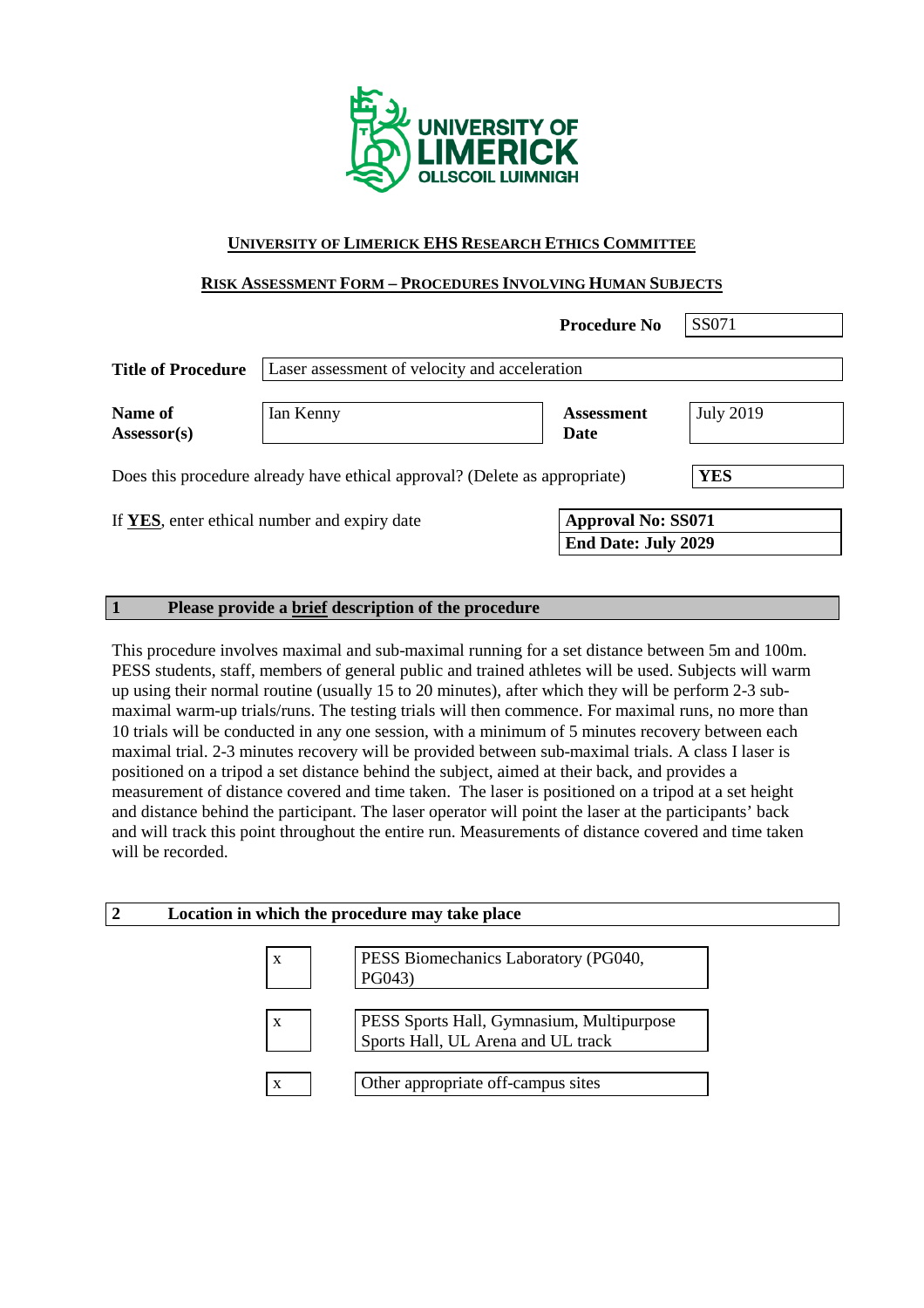UNIVERSITY OF LIMERICK
OLLSCOIL LUIMNIGH

## UNIVERSITY OF LIMERICK EHS RESEARCH ETHICS COMMITTEE

## RISK ASSESSMENT FORM – PROCEDURES INVOLVING HUMAN SUBJECTS

| | | | |
|---|---|---|---|
| | | **Procedure No** | SS071 |
| **Title of Procedure** | Laser assessment of velocity and acceleration | | |
| **Name of Assessor(s)** | Ian Kenny | **Assessment Date** | July 2019 |

Does this procedure already have ethical approval? (Delete as appropriate) **YES**

If **YES**, enter ethical number and expiry date

**Approval No: SS071**
**End Date: July 2029**

### 1 Please provide a brief description of the procedure

This procedure involves maximal and sub-maximal running for a set distance between 5m and 100m. PESS students, staff, members of general public and trained athletes will be used. Subjects will warm up using their normal routine (usually 15 to 20 minutes), after which they will be perform 2-3 sub-maximal warm-up trials/runs. The testing trials will then commence. For maximal runs, no more than 10 trials will be conducted in any one session, with a minimum of 5 minutes recovery between each maximal trial. 2-3 minutes recovery will be provided between sub-maximal trials. A class I laser is positioned on a tripod a set distance behind the subject, aimed at their back, and provides a measurement of distance covered and time taken. The laser is positioned on a tripod at a set height and distance behind the participant. The laser operator will point the laser at the participants' back and will track this point throughout the entire run. Measurements of distance covered and time taken will be recorded.

### 2 Location in which the procedure may take place

| | |
|---|---|
| x | PESS Biomechanics Laboratory (PG040, PG043) |
| x | PESS Sports Hall, Gymnasium, Multipurpose Sports Hall, UL Arena and UL track |
| x | Other appropriate off-campus sites |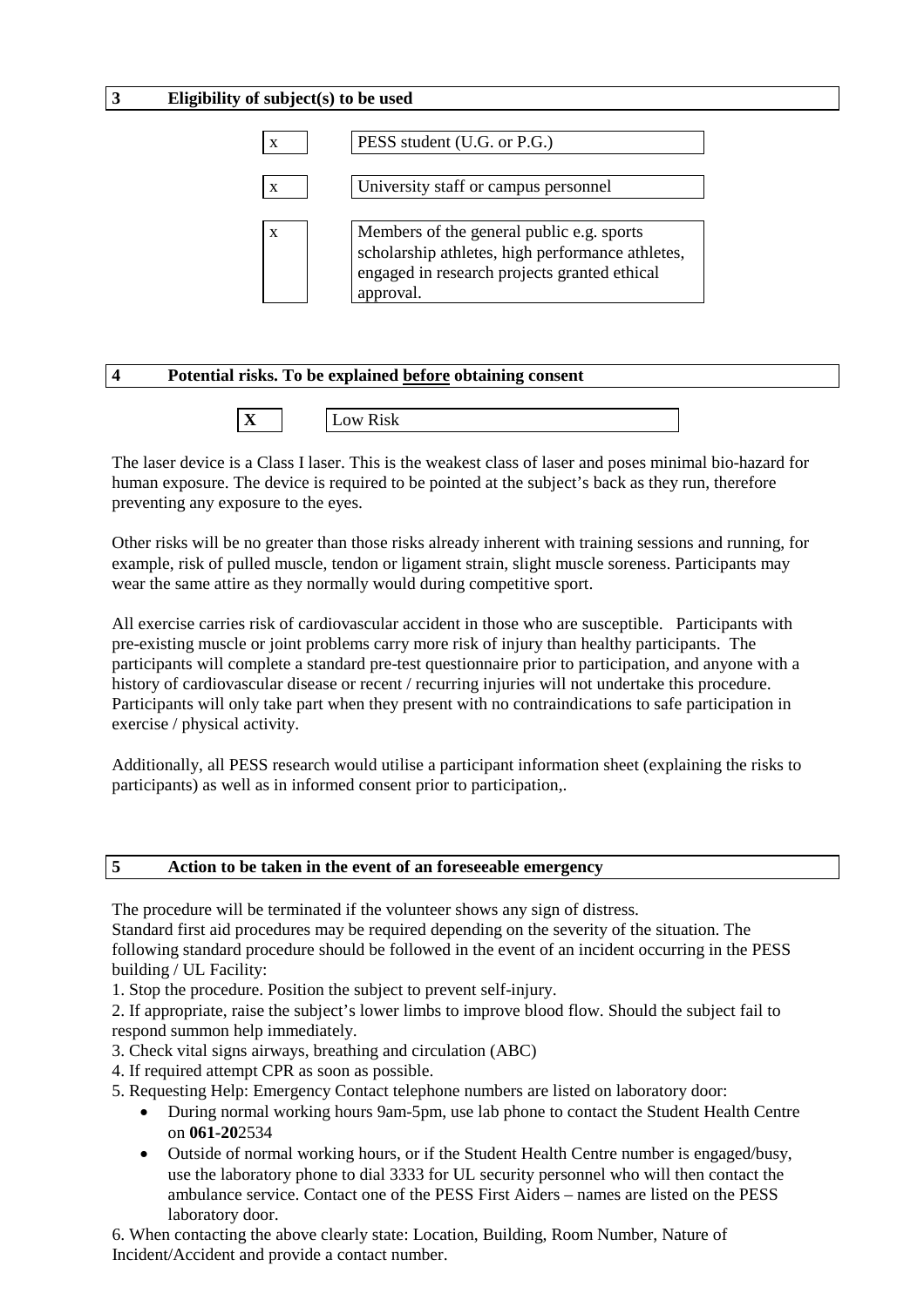## 3 Eligibility of subject(s) to be used

- [x] PESS student (U.G. or P.G.)
- [x] University staff or campus personnel
- [x] Members of the general public e.g. sports scholarship athletes, high performance athletes, engaged in research projects granted ethical approval.

## 4 Potential risks. To be explained <u>before</u> obtaining consent

- [x] Low Risk

The laser device is a Class I laser. This is the weakest class of laser and poses minimal bio-hazard for human exposure. The device is required to be pointed at the subject's back as they run, therefore preventing any exposure to the eyes.

Other risks will be no greater than those risks already inherent with training sessions and running, for example, risk of pulled muscle, tendon or ligament strain, slight muscle soreness. Participants may wear the same attire as they normally would during competitive sport.

All exercise carries risk of cardiovascular accident in those who are susceptible. Participants with pre-existing muscle or joint problems carry more risk of injury than healthy participants. The participants will complete a standard pre-test questionnaire prior to participation, and anyone with a history of cardiovascular disease or recent / recurring injuries will not undertake this procedure. Participants will only take part when they present with no contraindications to safe participation in exercise / physical activity.

Additionally, all PESS research would utilise a participant information sheet (explaining the risks to participants) as well as in informed consent prior to participation,.

## 5 Action to be taken in the event of an foreseeable emergency

The procedure will be terminated if the volunteer shows any sign of distress.
Standard first aid procedures may be required depending on the severity of the situation. The following standard procedure should be followed in the event of an incident occurring in the PESS building / UL Facility:

1. Stop the procedure. Position the subject to prevent self-injury.
2. If appropriate, raise the subject's lower limbs to improve blood flow. Should the subject fail to respond summon help immediately.
3. Check vital signs airways, breathing and circulation (ABC)
4. If required attempt CPR as soon as possible.
5. Requesting Help: Emergency Contact telephone numbers are listed on laboratory door:
   - During normal working hours 9am-5pm, use lab phone to contact the Student Health Centre on **061-20**2534
   - Outside of normal working hours, or if the Student Health Centre number is engaged/busy, use the laboratory phone to dial 3333 for UL security personnel who will then contact the ambulance service. Contact one of the PESS First Aiders – names are listed on the PESS laboratory door.
6. When contacting the above clearly state: Location, Building, Room Number, Nature of Incident/Accident and provide a contact number.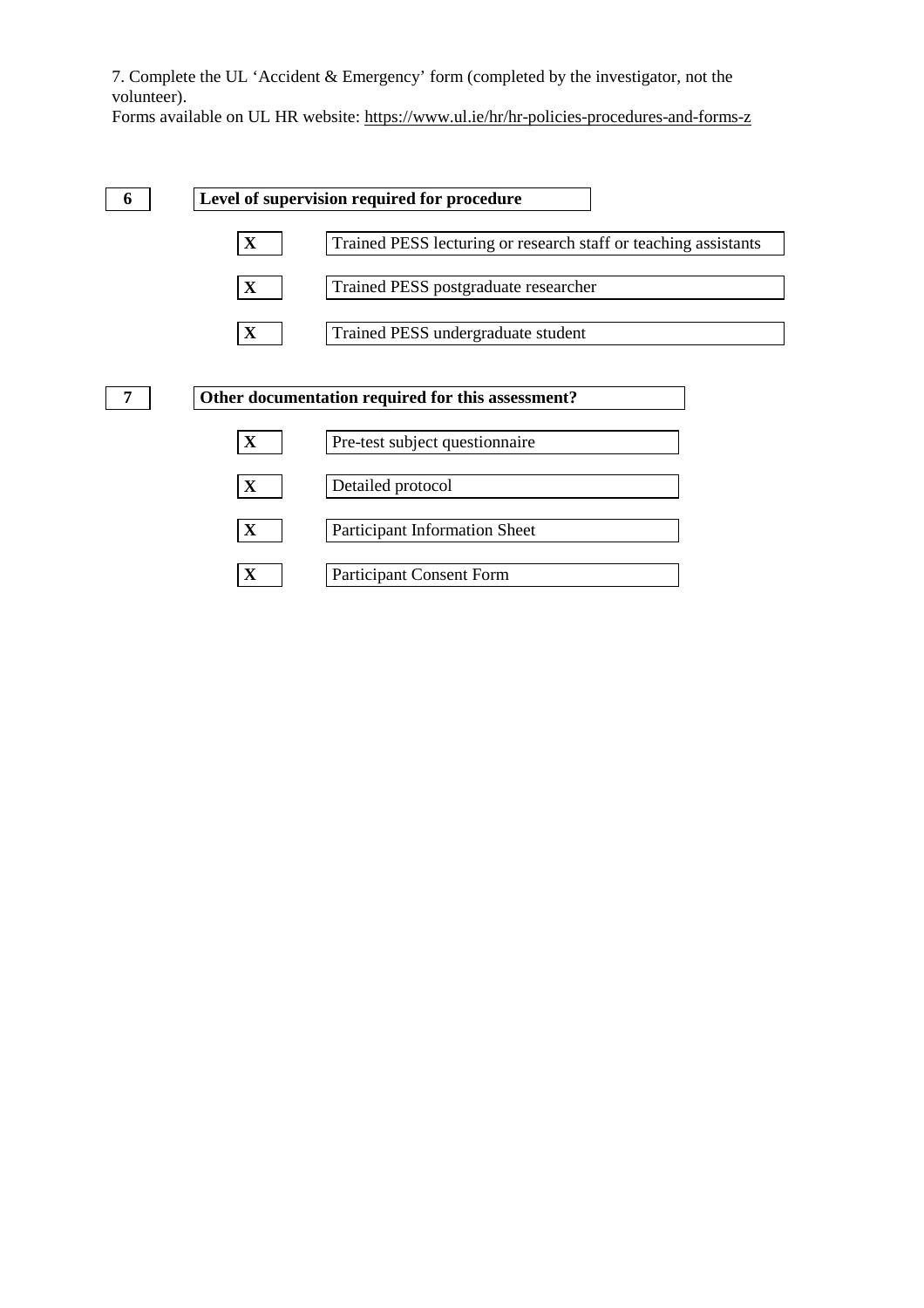7. Complete the UL 'Accident & Emergency' form (completed by the investigator, not the volunteer).
Forms available on UL HR website: https://www.ul.ie/hr/hr-policies-procedures-and-forms-z

| 6 | **Level of supervision required for procedure** |
|---|---|
| **X** | Trained PESS lecturing or research staff or teaching assistants |
| **X** | Trained PESS postgraduate researcher |
| **X** | Trained PESS undergraduate student |

| 7 | **Other documentation required for this assessment?** |
|---|---|
| **X** | Pre-test subject questionnaire |
| **X** | Detailed protocol |
| **X** | Participant Information Sheet |
| **X** | Participant Consent Form |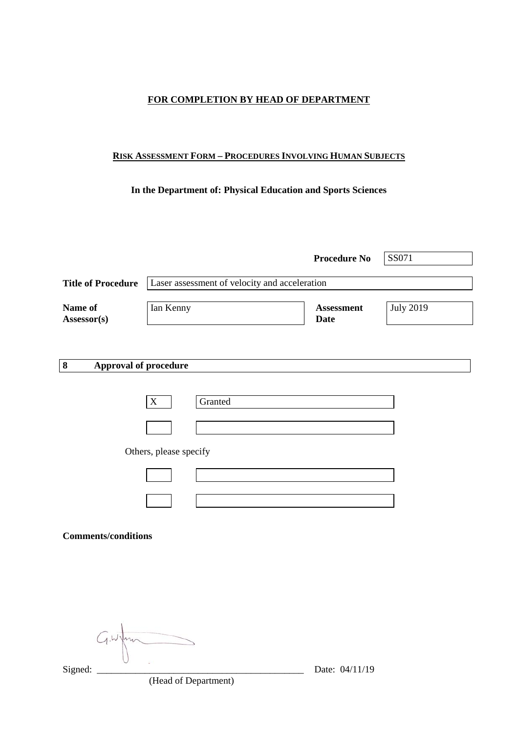**FOR COMPLETION BY HEAD OF DEPARTMENT**

**RISK ASSESSMENT FORM – PROCEDURES INVOLVING HUMAN SUBJECTS**

**In the Department of: Physical Education and Sports Sciences**

| | | | |
|---|---|---|---|
| | | **Procedure No** | SS071 |
| **Title of Procedure** | Laser assessment of velocity and acceleration | | |
| **Name of Assessor(s)** | Ian Kenny | **Assessment Date** | July 2019 |

**8 Approval of procedure**

| | |
|---|---|
| X | Granted |
| | |

Others, please specify

| | |
|---|---|
| | |
| | |

**Comments/conditions**

Signed: \_\_\_\_\_\_\_\_\_\_\_\_\_\_\_\_\_\_\_\_\_\_\_\_\_\_\_\_\_\_\_\_\_\_\_\_\_\_\_\_\_\_\_\_ Date: 04/11/19

(Head of Department)